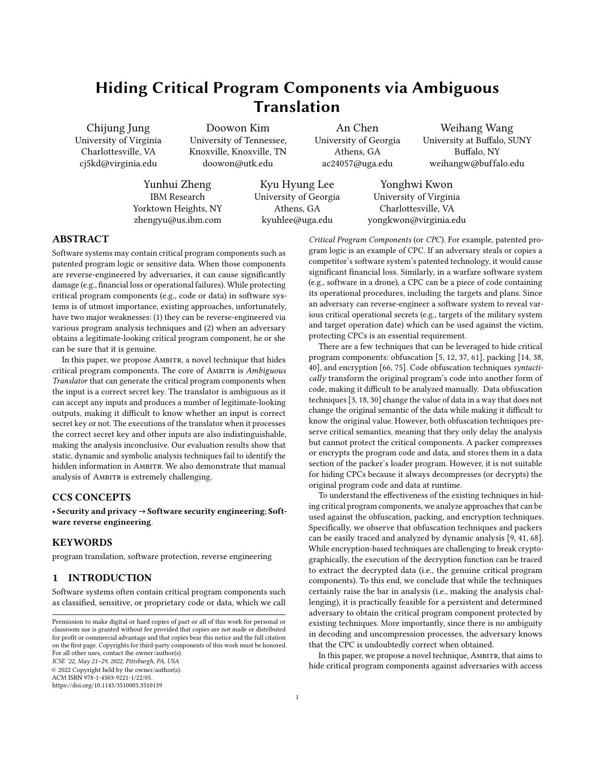# Hiding Critical Program Components via Ambiguous Translation

Chijung Jung
University of Virginia
Charlottesville, VA
cj5kd@virginia.edu

Doowon Kim
University of Tennessee, Knoxville, Knoxville, TN
doowon@utk.edu

An Chen
University of Georgia
Athens, GA
ac24057@uga.edu

Weihang Wang
University at Buffalo, SUNY
Buffalo, NY
weihangw@buffalo.edu

Yunhui Zheng
IBM Research
Yorktown Heights, NY
zhengyu@us.ibm.com

Kyu Hyung Lee
University of Georgia
Athens, GA
kyuhlee@uga.edu

Yonghwi Kwon
University of Virginia
Charlottesville, VA
yongkwon@virginia.edu

## ABSTRACT

Software systems may contain critical program components such as patented program logic or sensitive data. When those components are reverse-engineered by adversaries, it can cause significantly damage (e.g., financial loss or operational failures). While protecting critical program components (e.g., code or data) in software systems is of utmost importance, existing approaches, unfortunately, have two major weaknesses: (1) they can be reverse-engineered via various program analysis techniques and (2) when an adversary obtains a legitimate-looking critical program component, he or she can be sure that it is genuine.

In this paper, we propose Ambitr, a novel technique that hides critical program components. The core of Ambitr is *Ambiguous Translator* that can generate the critical program components when the input is a correct secret key. The translator is ambiguous as it can accept any inputs and produces a number of legitimate-looking outputs, making it difficult to know whether an input is correct secret key or not. The executions of the translator when it processes the correct secret key and other inputs are also indistinguishable, making the analysis inconclusive. Our evaluation results show that static, dynamic and symbolic analysis techniques fail to identify the hidden information in Ambitr. We also demonstrate that manual analysis of Ambitr is extremely challenging.

## CCS CONCEPTS

• **Security and privacy → Software security engineering**; **Software reverse engineering**.

## KEYWORDS

program translation, software protection, reverse engineering

## 1 INTRODUCTION

Software systems often contain critical program components such as classified, sensitive, or proprietary code or data, which we call *Critical Program Components* (or *CPC*). For example, patented program logic is an example of CPC. If an adversary steals or copies a competitor's software system's patented technology, it would cause significant financial loss. Similarly, in a warfare software system (e.g., software in a drone), a CPC can be a piece of code containing its operational procedures, including the targets and plans. Since an adversary can reverse-engineer a software system to reveal various critical operational secrets (e.g., targets of the military system and target operation date) which can be used against the victim, protecting CPCs is an essential requirement.

There are a few techniques that can be leveraged to hide critical program components: obfuscation [5, 12, 37, 61], packing [14, 38, 40], and encryption [66, 75]. Code obfuscation techniques *syntactically* transform the original program's code into another form of code, making it difficult to be analyzed manually. Data obfuscation techniques [3, 18, 30] change the value of data in a way that does not change the original semantic of the data while making it difficult to know the original value. However, both obfuscation techniques preserve critical semantics, meaning that they only delay the analysis but cannot protect the critical components. A packer compresses or encrypts the program code and data, and stores them in a data section of the packer's loader program. However, it is not suitable for hiding CPCs because it always decompresses (or decrypts) the original program code and data at runtime.

To understand the effectiveness of the existing techniques in hiding critical program components, we analyze approaches that can be used against the obfuscation, packing, and encryption techniques. Specifically, we observe that obfuscation techniques and packers can be easily traced and analyzed by dynamic analysis [9, 41, 68]. While encryption-based techniques are challenging to break cryptographically, the execution of the decryption function can be traced to extract the decrypted data (i.e., the genuine critical program components). To this end, we conclude that while the techniques certainly raise the bar in analysis (i.e., making the analysis challenging), it is practically feasible for a persistent and determined adversary to obtain the critical program component protected by existing techniques. More importantly, since there is no ambiguity in decoding and uncompression processes, the adversary knows that the CPC is undoubtedly correct when obtained.

In this paper, we propose a novel technique, Ambitr, that aims to hide critical program components against adversaries with access

Permission to make digital or hard copies of part or all of this work for personal or classroom use is granted without fee provided that copies are not made or distributed for profit or commercial advantage and that copies bear this notice and the full citation on the first page. Copyrights for third-party components of this work must be honored. For all other uses, contact the owner/author(s).
*ICSE '22, May 21–29, 2022, Pittsburgh, PA, USA*
© 2022 Copyright held by the owner/author(s).
ACM ISBN 978-1-4503-9221-1/22/05.
https://doi.org/10.1145/3510003.3510139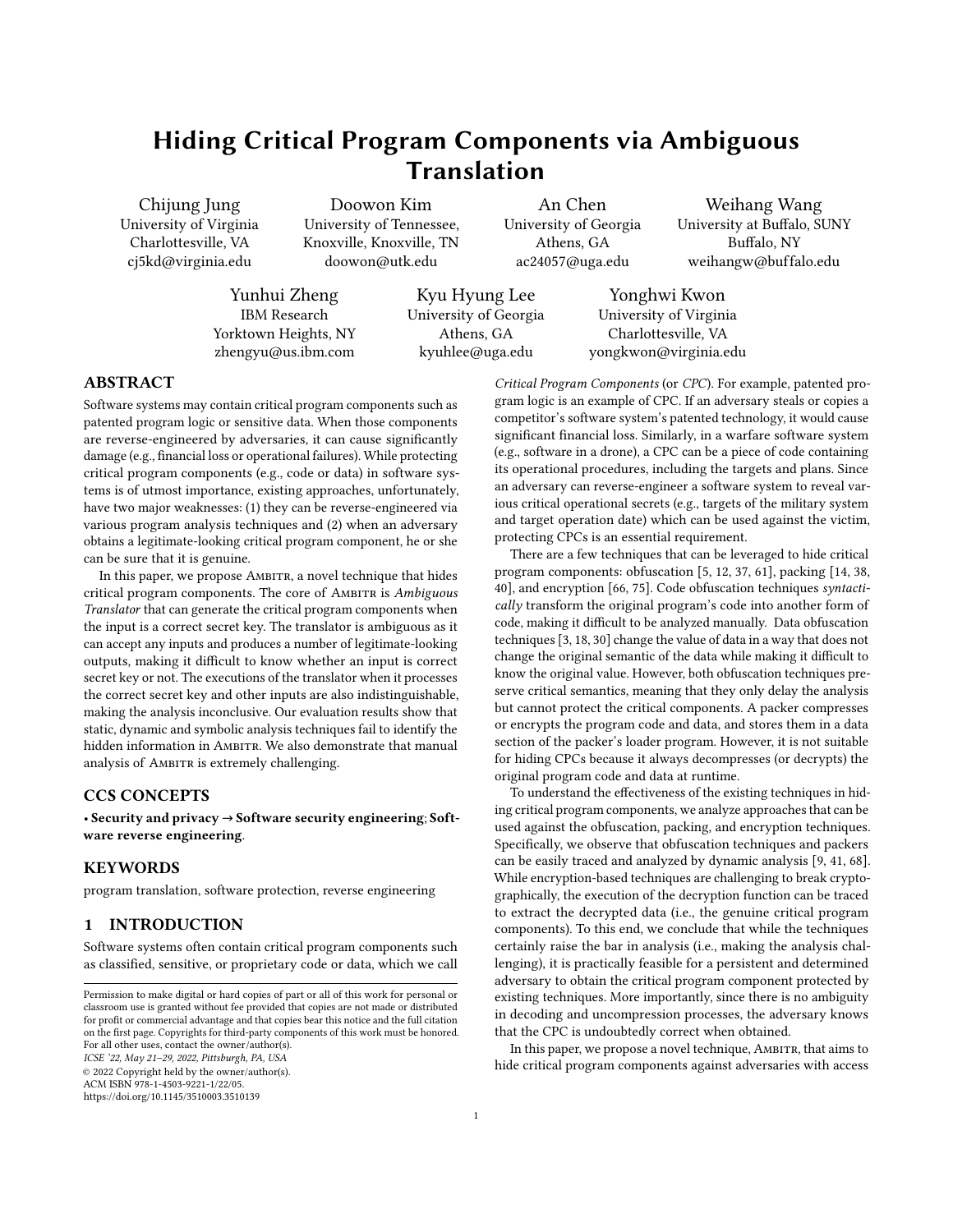# Hiding Critical Program Components via Ambiguous Translation

Chijung Jung
University of Virginia
Charlottesville, VA
cj5kd@virginia.edu

Doowon Kim
University of Tennessee, Knoxville, Knoxville, TN
doowon@utk.edu

An Chen
University of Georgia
Athens, GA
ac24057@uga.edu

Weihang Wang
University at Buffalo, SUNY
Buffalo, NY
weihangw@buffalo.edu

Yunhui Zheng
IBM Research
Yorktown Heights, NY
zhengyu@us.ibm.com

Kyu Hyung Lee
University of Georgia
Athens, GA
kyuhlee@uga.edu

Yonghwi Kwon
University of Virginia
Charlottesville, VA
yongkwon@virginia.edu

## ABSTRACT

Software systems may contain critical program components such as patented program logic or sensitive data. When those components are reverse-engineered by adversaries, it can cause significantly damage (e.g., financial loss or operational failures). While protecting critical program components (e.g., code or data) in software systems is of utmost importance, existing approaches, unfortunately, have two major weaknesses: (1) they can be reverse-engineered via various program analysis techniques and (2) when an adversary obtains a legitimate-looking critical program component, he or she can be sure that it is genuine.

In this paper, we propose Ambitr, a novel technique that hides critical program components. The core of Ambitr is *Ambiguous Translator* that can generate the critical program components when the input is a correct secret key. The translator is ambiguous as it can accept any inputs and produces a number of legitimate-looking outputs, making it difficult to know whether an input is correct secret key or not. The executions of the translator when it processes the correct secret key and other inputs are also indistinguishable, making the analysis inconclusive. Our evaluation results show that static, dynamic and symbolic analysis techniques fail to identify the hidden information in Ambitr. We also demonstrate that manual analysis of Ambitr is extremely challenging.

## CCS CONCEPTS

• **Security and privacy → Software security engineering**; **Software reverse engineering**.

## KEYWORDS

program translation, software protection, reverse engineering

## 1 INTRODUCTION

Software systems often contain critical program components such as classified, sensitive, or proprietary code or data, which we call *Critical Program Components* (or *CPC*). For example, patented program logic is an example of CPC. If an adversary steals or copies a competitor's software system's patented technology, it would cause significant financial loss. Similarly, in a warfare software system (e.g., software in a drone), a CPC can be a piece of code containing its operational procedures, including the targets and plans. Since an adversary can reverse-engineer a software system to reveal various critical operational secrets (e.g., targets of the military system and target operation date) which can be used against the victim, protecting CPCs is an essential requirement.

There are a few techniques that can be leveraged to hide critical program components: obfuscation [5, 12, 37, 61], packing [14, 38, 40], and encryption [66, 75]. Code obfuscation techniques *syntactically* transform the original program's code into another form of code, making it difficult to be analyzed manually. Data obfuscation techniques [3, 18, 30] change the value of data in a way that does not change the original semantic of the data while making it difficult to know the original value. However, both obfuscation techniques preserve critical semantics, meaning that they only delay the analysis but cannot protect the critical components. A packer compresses or encrypts the program code and data, and stores them in a data section of the packer's loader program. However, it is not suitable for hiding CPCs because it always decompresses (or decrypts) the original program code and data at runtime.

To understand the effectiveness of the existing techniques in hiding critical program components, we analyze approaches that can be used against the obfuscation, packing, and encryption techniques. Specifically, we observe that obfuscation techniques and packers can be easily traced and analyzed by dynamic analysis [9, 41, 68]. While encryption-based techniques are challenging to break cryptographically, the execution of the decryption function can be traced to extract the decrypted data (i.e., the genuine critical program components). To this end, we conclude that while the techniques certainly raise the bar in analysis (i.e., making the analysis challenging), it is practically feasible for a persistent and determined adversary to obtain the critical program component protected by existing techniques. More importantly, since there is no ambiguity in decoding and uncompression processes, the adversary knows that the CPC is undoubtedly correct when obtained.

In this paper, we propose a novel technique, Ambitr, that aims to hide critical program components against adversaries with access

Permission to make digital or hard copies of part or all of this work for personal or classroom use is granted without fee provided that copies are not made or distributed for profit or commercial advantage and that copies bear this notice and the full citation on the first page. Copyrights for third-party components of this work must be honored. For all other uses, contact the owner/author(s).
*ICSE '22, May 21–29, 2022, Pittsburgh, PA, USA*
© 2022 Copyright held by the owner/author(s).
ACM ISBN 978-1-4503-9221-1/22/05.
https://doi.org/10.1145/3510003.3510139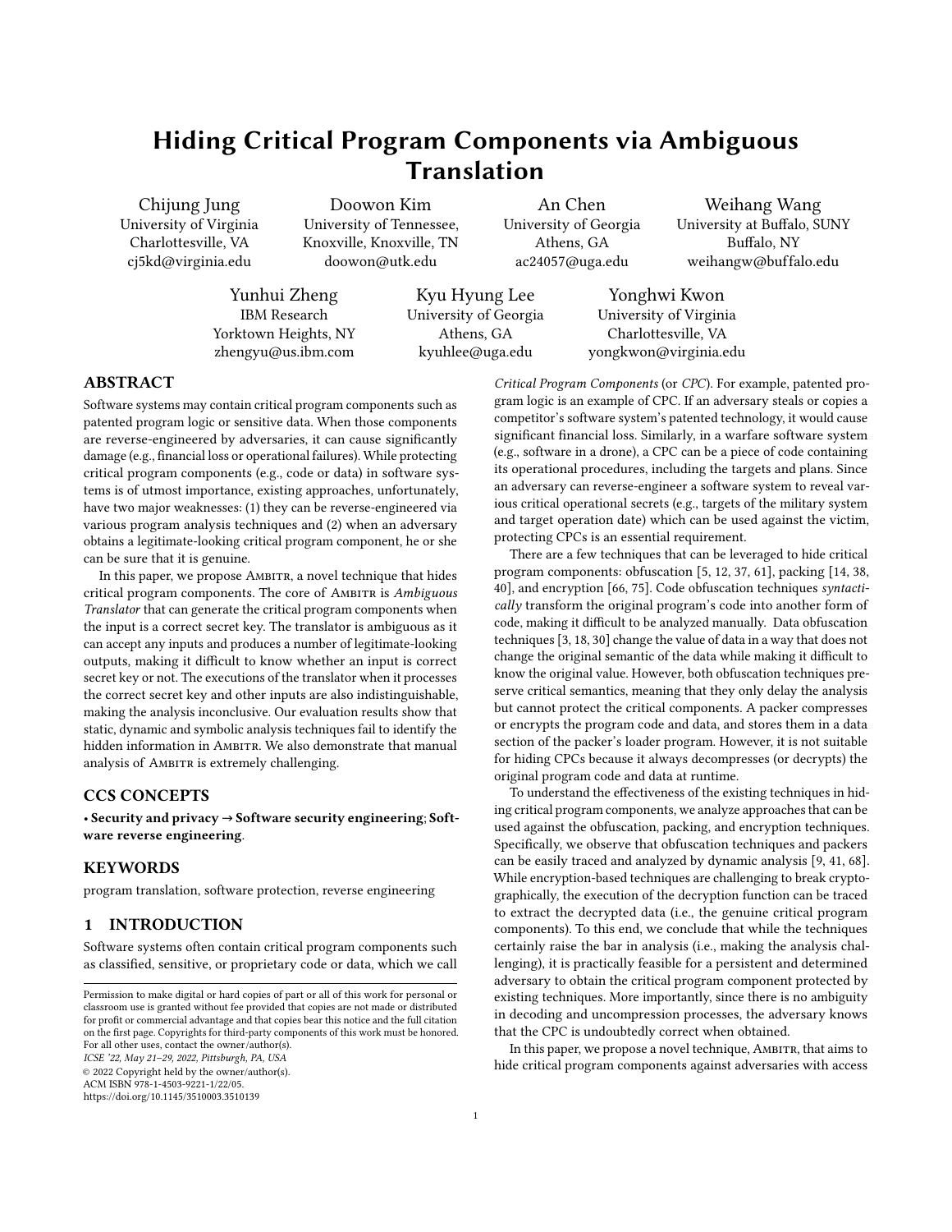# Hiding Critical Program Components via Ambiguous Translation

Chijung Jung
University of Virginia
Charlottesville, VA
cj5kd@virginia.edu

Doowon Kim
University of Tennessee,
Knoxville, Knoxville, TN
doowon@utk.edu

An Chen
University of Georgia
Athens, GA
ac24057@uga.edu

Weihang Wang
University at Buffalo, SUNY
Buffalo, NY
weihangw@buffalo.edu

Yunhui Zheng
IBM Research
Yorktown Heights, NY
zhengyu@us.ibm.com

Kyu Hyung Lee
University of Georgia
Athens, GA
kyuhlee@uga.edu

Yonghwi Kwon
University of Virginia
Charlottesville, VA
yongkwon@virginia.edu

## ABSTRACT

Software systems may contain critical program components such as patented program logic or sensitive data. When those components are reverse-engineered by adversaries, it can cause significantly damage (e.g., financial loss or operational failures). While protecting critical program components (e.g., code or data) in software systems is of utmost importance, existing approaches, unfortunately, have two major weaknesses: (1) they can be reverse-engineered via various program analysis techniques and (2) when an adversary obtains a legitimate-looking critical program component, he or she can be sure that it is genuine.

In this paper, we propose Ambitr, a novel technique that hides critical program components. The core of Ambitr is *Ambiguous Translator* that can generate the critical program components when the input is a correct secret key. The translator is ambiguous as it can accept any inputs and produces a number of legitimate-looking outputs, making it difficult to know whether an input is correct secret key or not. The executions of the translator when it processes the correct secret key and other inputs are also indistinguishable, making the analysis inconclusive. Our evaluation results show that static, dynamic and symbolic analysis techniques fail to identify the hidden information in Ambitr. We also demonstrate that manual analysis of Ambitr is extremely challenging.

## CCS CONCEPTS

• **Security and privacy** → **Software security engineering**; **Software reverse engineering**.

## KEYWORDS

program translation, software protection, reverse engineering

## 1 INTRODUCTION

Software systems often contain critical program components such as classified, sensitive, or proprietary code or data, which we call *Critical Program Components* (or *CPC*). For example, patented program logic is an example of CPC. If an adversary steals or copies a competitor's software system's patented technology, it would cause significant financial loss. Similarly, in a warfare software system (e.g., software in a drone), a CPC can be a piece of code containing its operational procedures, including the targets and plans. Since an adversary can reverse-engineer a software system to reveal various critical operational secrets (e.g., targets of the military system and target operation date) which can be used against the victim, protecting CPCs is an essential requirement.

There are a few techniques that can be leveraged to hide critical program components: obfuscation [5, 12, 37, 61], packing [14, 38, 40], and encryption [66, 75]. Code obfuscation techniques *syntactically* transform the original program's code into another form of code, making it difficult to be analyzed manually. Data obfuscation techniques [3, 18, 30] change the value of data in a way that does not change the original semantic of the data while making it difficult to know the original value. However, both obfuscation techniques preserve critical semantics, meaning that they only delay the analysis but cannot protect the critical components. A packer compresses or encrypts the program code and data, and stores them in a data section of the packer's loader program. However, it is not suitable for hiding CPCs because it always decompresses (or decrypts) the original program code and data at runtime.

To understand the effectiveness of the existing techniques in hiding critical program components, we analyze approaches that can be used against the obfuscation, packing, and encryption techniques. Specifically, we observe that obfuscation techniques and packers can be easily traced and analyzed by dynamic analysis [9, 41, 68]. While encryption-based techniques are challenging to break cryptographically, the execution of the decryption function can be traced to extract the decrypted data (i.e., the genuine critical program components). To this end, we conclude that while the techniques certainly raise the bar in analysis (i.e., making the analysis challenging), it is practically feasible for a persistent and determined adversary to obtain the critical program component protected by existing techniques. More importantly, since there is no ambiguity in decoding and uncompression processes, the adversary knows that the CPC is undoubtedly correct when obtained.

In this paper, we propose a novel technique, Ambitr, that aims to hide critical program components against adversaries with access

Permission to make digital or hard copies of part or all of this work for personal or classroom use is granted without fee provided that copies are not made or distributed for profit or commercial advantage and that copies bear this notice and the full citation on the first page. Copyrights for third-party components of this work must be honored. For all other uses, contact the owner/author(s).
*ICSE '22, May 21–29, 2022, Pittsburgh, PA, USA*
© 2022 Copyright held by the owner/author(s).
ACM ISBN 978-1-4503-9221-1/22/05.
https://doi.org/10.1145/3510003.3510139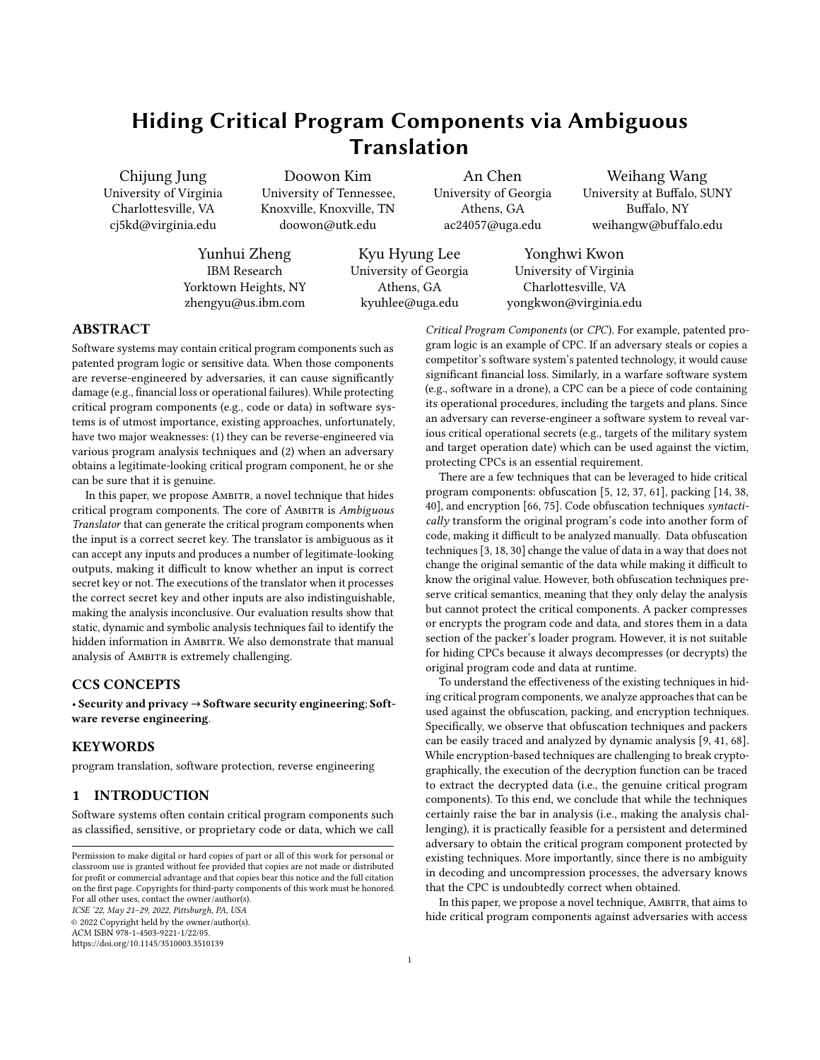# Hiding Critical Program Components via Ambiguous Translation

Chijung Jung
University of Virginia
Charlottesville, VA
cj5kd@virginia.edu

Doowon Kim
University of Tennessee, Knoxville, Knoxville, TN
doowon@utk.edu

An Chen
University of Georgia
Athens, GA
ac24057@uga.edu

Weihang Wang
University at Buffalo, SUNY
Buffalo, NY
weihangw@buffalo.edu

Yunhui Zheng
IBM Research
Yorktown Heights, NY
zhengyu@us.ibm.com

Kyu Hyung Lee
University of Georgia
Athens, GA
kyuhlee@uga.edu

Yonghwi Kwon
University of Virginia
Charlottesville, VA
yongkwon@virginia.edu

## ABSTRACT

Software systems may contain critical program components such as patented program logic or sensitive data. When those components are reverse-engineered by adversaries, it can cause significantly damage (e.g., financial loss or operational failures). While protecting critical program components (e.g., code or data) in software systems is of utmost importance, existing approaches, unfortunately, have two major weaknesses: (1) they can be reverse-engineered via various program analysis techniques and (2) when an adversary obtains a legitimate-looking critical program component, he or she can be sure that it is genuine.

In this paper, we propose Ambitr, a novel technique that hides critical program components. The core of Ambitr is *Ambiguous Translator* that can generate the critical program components when the input is a correct secret key. The translator is ambiguous as it can accept any inputs and produces a number of legitimate-looking outputs, making it difficult to know whether an input is correct secret key or not. The executions of the translator when it processes the correct secret key and other inputs are also indistinguishable, making the analysis inconclusive. Our evaluation results show that static, dynamic and symbolic analysis techniques fail to identify the hidden information in Ambitr. We also demonstrate that manual analysis of Ambitr is extremely challenging.

## CCS CONCEPTS

• **Security and privacy → Software security engineering**; **Software reverse engineering**.

## KEYWORDS

program translation, software protection, reverse engineering

## 1 INTRODUCTION

Software systems often contain critical program components such as classified, sensitive, or proprietary code or data, which we call *Critical Program Components* (or *CPC*). For example, patented program logic is an example of CPC. If an adversary steals or copies a competitor's software system's patented technology, it would cause significant financial loss. Similarly, in a warfare software system (e.g., software in a drone), a CPC can be a piece of code containing its operational procedures, including the targets and plans. Since an adversary can reverse-engineer a software system to reveal various critical operational secrets (e.g., targets of the military system and target operation date) which can be used against the victim, protecting CPCs is an essential requirement.

There are a few techniques that can be leveraged to hide critical program components: obfuscation [5, 12, 37, 61], packing [14, 38, 40], and encryption [66, 75]. Code obfuscation techniques *syntactically* transform the original program's code into another form of code, making it difficult to be analyzed manually. Data obfuscation techniques [3, 18, 30] change the value of data in a way that does not change the original semantic of the data while making it difficult to know the original value. However, both obfuscation techniques preserve critical semantics, meaning that they only delay the analysis but cannot protect the critical components. A packer compresses or encrypts the program code and data, and stores them in a data section of the packer's loader program. However, it is not suitable for hiding CPCs because it always decompresses (or decrypts) the original program code and data at runtime.

To understand the effectiveness of the existing techniques in hiding critical program components, we analyze approaches that can be used against the obfuscation, packing, and encryption techniques. Specifically, we observe that obfuscation techniques and packers can be easily traced and analyzed by dynamic analysis [9, 41, 68]. While encryption-based techniques are challenging to break cryptographically, the execution of the decryption function can be traced to extract the decrypted data (i.e., the genuine critical program components). To this end, we conclude that while the techniques certainly raise the bar in analysis (i.e., making the analysis challenging), it is practically feasible for a persistent and determined adversary to obtain the critical program component protected by existing techniques. More importantly, since there is no ambiguity in decoding and uncompression processes, the adversary knows that the CPC is undoubtedly correct when obtained.

In this paper, we propose a novel technique, Ambitr, that aims to hide critical program components against adversaries with access

Permission to make digital or hard copies of part or all of this work for personal or classroom use is granted without fee provided that copies are not made or distributed for profit or commercial advantage and that copies bear this notice and the full citation on the first page. Copyrights for third-party components of this work must be honored. For all other uses, contact the owner/author(s).
*ICSE '22, May 21–29, 2022, Pittsburgh, PA, USA*
© 2022 Copyright held by the owner/author(s).
ACM ISBN 978-1-4503-9221-1/22/05.
https://doi.org/10.1145/3510003.3510139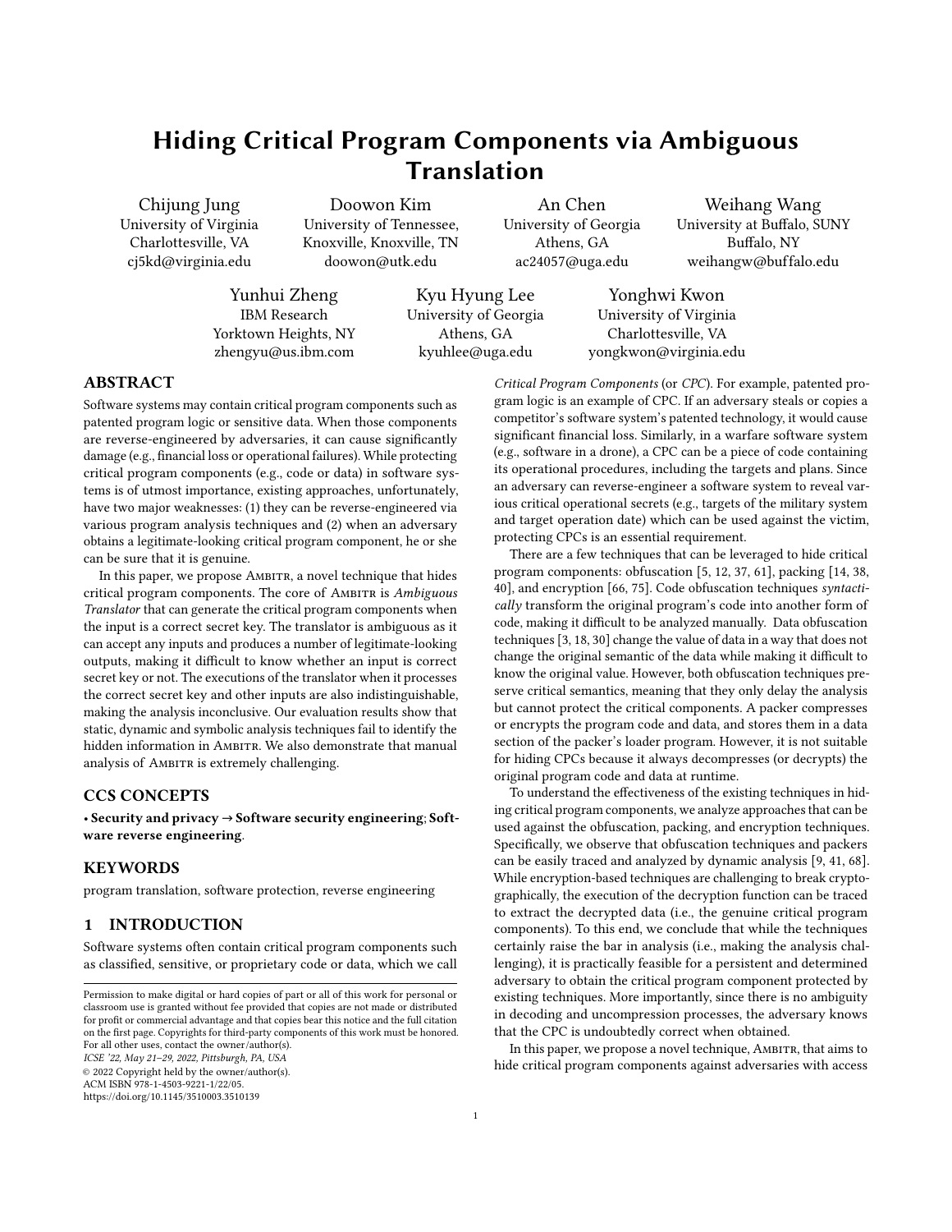# Hiding Critical Program Components via Ambiguous Translation

Chijung Jung
University of Virginia
Charlottesville, VA
cj5kd@virginia.edu

Doowon Kim
University of Tennessee, Knoxville, Knoxville, TN
doowon@utk.edu

An Chen
University of Georgia
Athens, GA
ac24057@uga.edu

Weihang Wang
University at Buffalo, SUNY
Buffalo, NY
weihangw@buffalo.edu

Yunhui Zheng
IBM Research
Yorktown Heights, NY
zhengyu@us.ibm.com

Kyu Hyung Lee
University of Georgia
Athens, GA
kyuhlee@uga.edu

Yonghwi Kwon
University of Virginia
Charlottesville, VA
yongkwon@virginia.edu

## ABSTRACT

Software systems may contain critical program components such as patented program logic or sensitive data. When those components are reverse-engineered by adversaries, it can cause significantly damage (e.g., financial loss or operational failures). While protecting critical program components (e.g., code or data) in software systems is of utmost importance, existing approaches, unfortunately, have two major weaknesses: (1) they can be reverse-engineered via various program analysis techniques and (2) when an adversary obtains a legitimate-looking critical program component, he or she can be sure that it is genuine.

In this paper, we propose Ambitr, a novel technique that hides critical program components. The core of Ambitr is *Ambiguous Translator* that can generate the critical program components when the input is a correct secret key. The translator is ambiguous as it can accept any inputs and produces a number of legitimate-looking outputs, making it difficult to know whether an input is correct secret key or not. The executions of the translator when it processes the correct secret key and other inputs are also indistinguishable, making the analysis inconclusive. Our evaluation results show that static, dynamic and symbolic analysis techniques fail to identify the hidden information in Ambitr. We also demonstrate that manual analysis of Ambitr is extremely challenging.

## CCS CONCEPTS

• **Security and privacy → Software security engineering; Software reverse engineering**.

## KEYWORDS

program translation, software protection, reverse engineering

## 1 INTRODUCTION

Software systems often contain critical program components such as classified, sensitive, or proprietary code or data, which we call *Critical Program Components* (or *CPC*). For example, patented program logic is an example of CPC. If an adversary steals or copies a competitor's software system's patented technology, it would cause significant financial loss. Similarly, in a warfare software system (e.g., software in a drone), a CPC can be a piece of code containing its operational procedures, including the targets and plans. Since an adversary can reverse-engineer a software system to reveal various critical operational secrets (e.g., targets of the military system and target operation date) which can be used against the victim, protecting CPCs is an essential requirement.

There are a few techniques that can be leveraged to hide critical program components: obfuscation [5, 12, 37, 61], packing [14, 38, 40], and encryption [66, 75]. Code obfuscation techniques *syntactically* transform the original program's code into another form of code, making it difficult to be analyzed manually. Data obfuscation techniques [3, 18, 30] change the value of data in a way that does not change the original semantic of the data while making it difficult to know the original value. However, both obfuscation techniques preserve critical semantics, meaning that they only delay the analysis but cannot protect the critical components. A packer compresses or encrypts the program code and data, and stores them in a data section of the packer's loader program. However, it is not suitable for hiding CPCs because it always decompresses (or decrypts) the original program code and data at runtime.

To understand the effectiveness of the existing techniques in hiding critical program components, we analyze approaches that can be used against the obfuscation, packing, and encryption techniques. Specifically, we observe that obfuscation techniques and packers can be easily traced and analyzed by dynamic analysis [9, 41, 68]. While encryption-based techniques are challenging to break cryptographically, the execution of the decryption function can be traced to extract the decrypted data (i.e., the genuine critical program components). To this end, we conclude that while the techniques certainly raise the bar in analysis (i.e., making the analysis challenging), it is practically feasible for a persistent and determined adversary to obtain the critical program component protected by existing techniques. More importantly, since there is no ambiguity in decoding and uncompression processes, the adversary knows that the CPC is undoubtedly correct when obtained.

In this paper, we propose a novel technique, Ambitr, that aims to hide critical program components against adversaries with access

Permission to make digital or hard copies of part or all of this work for personal or classroom use is granted without fee provided that copies are not made or distributed for profit or commercial advantage and that copies bear this notice and the full citation on the first page. Copyrights for third-party components of this work must be honored. For all other uses, contact the owner/author(s).
*ICSE '22, May 21–29, 2022, Pittsburgh, PA, USA*
© 2022 Copyright held by the owner/author(s).
ACM ISBN 978-1-4503-9221-1/22/05.
https://doi.org/10.1145/3510003.3510139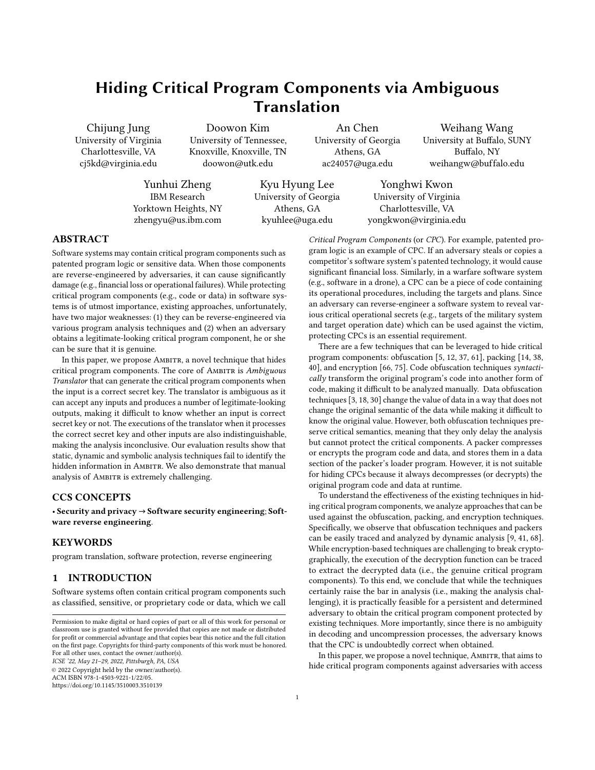# Hiding Critical Program Components via Ambiguous Translation

Chijung Jung
University of Virginia
Charlottesville, VA
cj5kd@virginia.edu

Doowon Kim
University of Tennessee,
Knoxville, Knoxville, TN
doowon@utk.edu

An Chen
University of Georgia
Athens, GA
ac24057@uga.edu

Weihang Wang
University at Buffalo, SUNY
Buffalo, NY
weihangw@buffalo.edu

Yunhui Zheng
IBM Research
Yorktown Heights, NY
zhengyu@us.ibm.com

Kyu Hyung Lee
University of Georgia
Athens, GA
kyuhlee@uga.edu

Yonghwi Kwon
University of Virginia
Charlottesville, VA
yongkwon@virginia.edu

## ABSTRACT

Software systems may contain critical program components such as patented program logic or sensitive data. When those components are reverse-engineered by adversaries, it can cause significantly damage (e.g., financial loss or operational failures). While protecting critical program components (e.g., code or data) in software systems is of utmost importance, existing approaches, unfortunately, have two major weaknesses: (1) they can be reverse-engineered via various program analysis techniques and (2) when an adversary obtains a legitimate-looking critical program component, he or she can be sure that it is genuine.

In this paper, we propose Ambitr, a novel technique that hides critical program components. The core of Ambitr is *Ambiguous Translator* that can generate the critical program components when the input is a correct secret key. The translator is ambiguous as it can accept any inputs and produces a number of legitimate-looking outputs, making it difficult to know whether an input is correct secret key or not. The executions of the translator when it processes the correct secret key and other inputs are also indistinguishable, making the analysis inconclusive. Our evaluation results show that static, dynamic and symbolic analysis techniques fail to identify the hidden information in Ambitr. We also demonstrate that manual analysis of Ambitr is extremely challenging.

## CCS CONCEPTS

• **Security and privacy → Software security engineering**; **Software reverse engineering**.

## KEYWORDS

program translation, software protection, reverse engineering

## 1 INTRODUCTION

Software systems often contain critical program components such as classified, sensitive, or proprietary code or data, which we call *Critical Program Components* (or *CPC*). For example, patented program logic is an example of CPC. If an adversary steals or copies a competitor's software system's patented technology, it would cause significant financial loss. Similarly, in a warfare software system (e.g., software in a drone), a CPC can be a piece of code containing its operational procedures, including the targets and plans. Since an adversary can reverse-engineer a software system to reveal various critical operational secrets (e.g., targets of the military system and target operation date) which can be used against the victim, protecting CPCs is an essential requirement.

There are a few techniques that can be leveraged to hide critical program components: obfuscation [5, 12, 37, 61], packing [14, 38, 40], and encryption [66, 75]. Code obfuscation techniques *syntactically* transform the original program's code into another form of code, making it difficult to be analyzed manually. Data obfuscation techniques [3, 18, 30] change the value of data in a way that does not change the original semantic of the data while making it difficult to know the original value. However, both obfuscation techniques preserve critical semantics, meaning that they only delay the analysis but cannot protect the critical components. A packer compresses or encrypts the program code and data, and stores them in a data section of the packer's loader program. However, it is not suitable for hiding CPCs because it always decompresses (or decrypts) the original program code and data at runtime.

To understand the effectiveness of the existing techniques in hiding critical program components, we analyze approaches that can be used against the obfuscation, packing, and encryption techniques. Specifically, we observe that obfuscation techniques and packers can be easily traced and analyzed by dynamic analysis [9, 41, 68]. While encryption-based techniques are challenging to break cryptographically, the execution of the decryption function can be traced to extract the decrypted data (i.e., the genuine critical program components). To this end, we conclude that while the techniques certainly raise the bar in analysis (i.e., making the analysis challenging), it is practically feasible for a persistent and determined adversary to obtain the critical program component protected by existing techniques. More importantly, since there is no ambiguity in decoding and uncompression processes, the adversary knows that the CPC is undoubtedly correct when obtained.

In this paper, we propose a novel technique, Ambitr, that aims to hide critical program components against adversaries with access

Permission to make digital or hard copies of part or all of this work for personal or classroom use is granted without fee provided that copies are not made or distributed for profit or commercial advantage and that copies bear this notice and the full citation on the first page. Copyrights for third-party components of this work must be honored. For all other uses, contact the owner/author(s).
*ICSE '22, May 21–29, 2022, Pittsburgh, PA, USA*
© 2022 Copyright held by the owner/author(s).
ACM ISBN 978-1-4503-9221-1/22/05.
https://doi.org/10.1145/3510003.3510139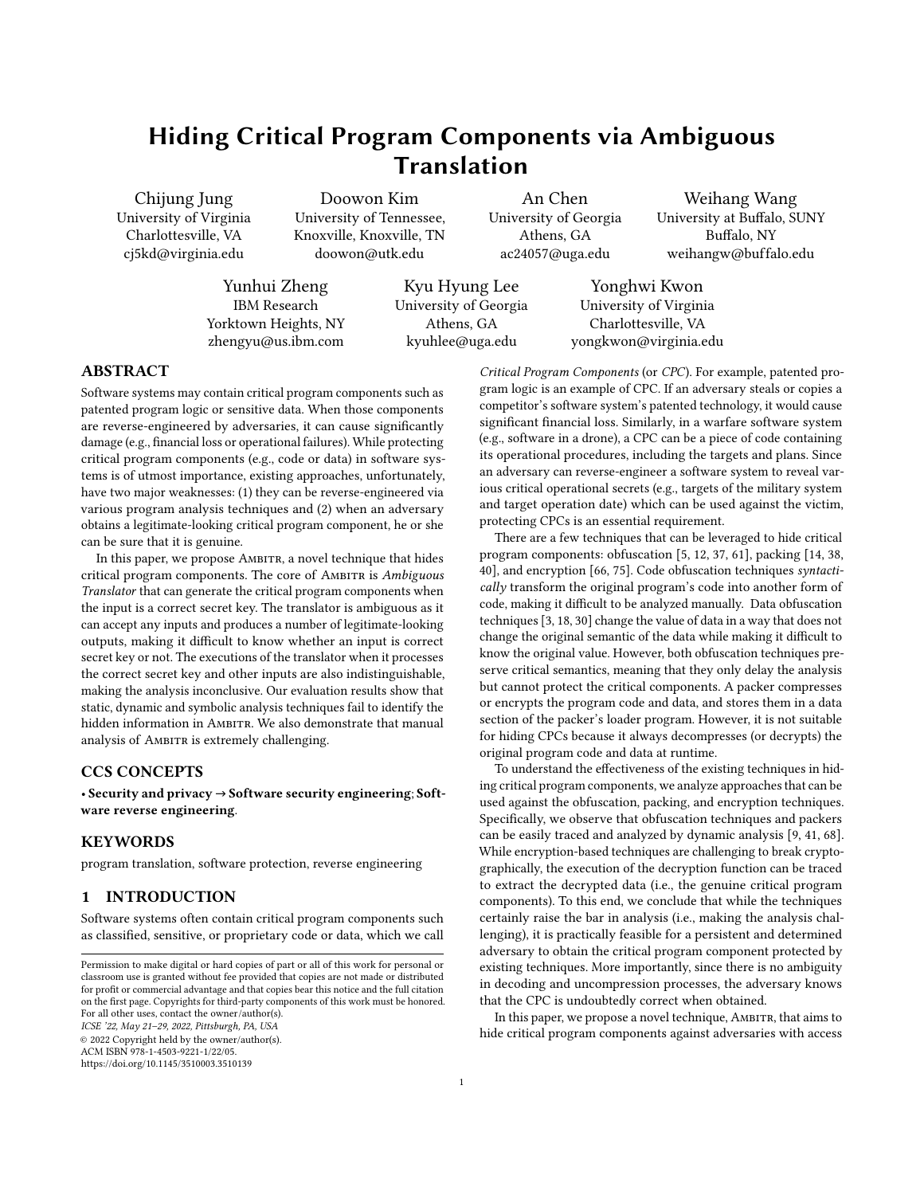# Hiding Critical Program Components via Ambiguous Translation

Chijung Jung
University of Virginia
Charlottesville, VA
cj5kd@virginia.edu

Doowon Kim
University of Tennessee, Knoxville, Knoxville, TN
doowon@utk.edu

An Chen
University of Georgia
Athens, GA
ac24057@uga.edu

Weihang Wang
University at Buffalo, SUNY
Buffalo, NY
weihangw@buffalo.edu

Yunhui Zheng
IBM Research
Yorktown Heights, NY
zhengyu@us.ibm.com

Kyu Hyung Lee
University of Georgia
Athens, GA
kyuhlee@uga.edu

Yonghwi Kwon
University of Virginia
Charlottesville, VA
yongkwon@virginia.edu

## ABSTRACT

Software systems may contain critical program components such as patented program logic or sensitive data. When those components are reverse-engineered by adversaries, it can cause significantly damage (e.g., financial loss or operational failures). While protecting critical program components (e.g., code or data) in software systems is of utmost importance, existing approaches, unfortunately, have two major weaknesses: (1) they can be reverse-engineered via various program analysis techniques and (2) when an adversary obtains a legitimate-looking critical program component, he or she can be sure that it is genuine.

In this paper, we propose Ambitr, a novel technique that hides critical program components. The core of Ambitr is *Ambiguous Translator* that can generate the critical program components when the input is a correct secret key. The translator is ambiguous as it can accept any inputs and produces a number of legitimate-looking outputs, making it difficult to know whether an input is correct secret key or not. The executions of the translator when it processes the correct secret key and other inputs are also indistinguishable, making the analysis inconclusive. Our evaluation results show that static, dynamic and symbolic analysis techniques fail to identify the hidden information in Ambitr. We also demonstrate that manual analysis of Ambitr is extremely challenging.

## CCS CONCEPTS

• **Security and privacy** → **Software security engineering**; **Software reverse engineering**.

## KEYWORDS

program translation, software protection, reverse engineering

## 1 INTRODUCTION

Software systems often contain critical program components such as classified, sensitive, or proprietary code or data, which we call *Critical Program Components* (or *CPC*). For example, patented program logic is an example of CPC. If an adversary steals or copies a competitor's software system's patented technology, it would cause significant financial loss. Similarly, in a warfare software system (e.g., software in a drone), a CPC can be a piece of code containing its operational procedures, including the targets and plans. Since an adversary can reverse-engineer a software system to reveal various critical operational secrets (e.g., targets of the military system and target operation date) which can be used against the victim, protecting CPCs is an essential requirement.

There are a few techniques that can be leveraged to hide critical program components: obfuscation [5, 12, 37, 61], packing [14, 38, 40], and encryption [66, 75]. Code obfuscation techniques *syntactically* transform the original program's code into another form of code, making it difficult to be analyzed manually. Data obfuscation techniques [3, 18, 30] change the value of data in a way that does not change the original semantic of the data while making it difficult to know the original value. However, both obfuscation techniques preserve critical semantics, meaning that they only delay the analysis but cannot protect the critical components. A packer compresses or encrypts the program code and data, and stores them in a data section of the packer's loader program. However, it is not suitable for hiding CPCs because it always decompresses (or decrypts) the original program code and data at runtime.

To understand the effectiveness of the existing techniques in hiding critical program components, we analyze approaches that can be used against the obfuscation, packing, and encryption techniques. Specifically, we observe that obfuscation techniques and packers can be easily traced and analyzed by dynamic analysis [9, 41, 68]. While encryption-based techniques are challenging to break cryptographically, the execution of the decryption function can be traced to extract the decrypted data (i.e., the genuine critical program components). To this end, we conclude that while the techniques certainly raise the bar in analysis (i.e., making the analysis challenging), it is practically feasible for a persistent and determined adversary to obtain the critical program component protected by existing techniques. More importantly, since there is no ambiguity in decoding and uncompression processes, the adversary knows that the CPC is undoubtedly correct when obtained.

In this paper, we propose a novel technique, Ambitr, that aims to hide critical program components against adversaries with access

Permission to make digital or hard copies of part or all of this work for personal or classroom use is granted without fee provided that copies are not made or distributed for profit or commercial advantage and that copies bear this notice and the full citation on the first page. Copyrights for third-party components of this work must be honored. For all other uses, contact the owner/author(s).
*ICSE '22, May 21–29, 2022, Pittsburgh, PA, USA*
© 2022 Copyright held by the owner/author(s).
ACM ISBN 978-1-4503-9221-1/22/05.
https://doi.org/10.1145/3510003.3510139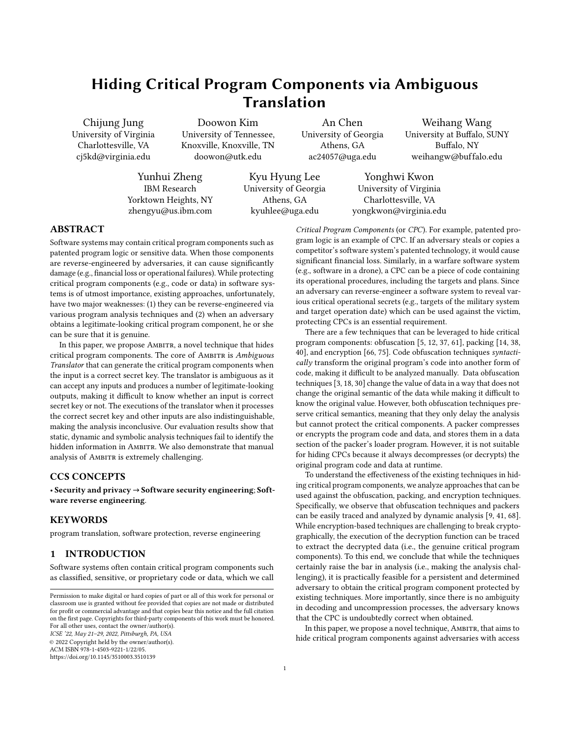# Hiding Critical Program Components via Ambiguous Translation

Chijung Jung
University of Virginia
Charlottesville, VA
cj5kd@virginia.edu

Doowon Kim
University of Tennessee,
Knoxville, Knoxville, TN
doowon@utk.edu

An Chen
University of Georgia
Athens, GA
ac24057@uga.edu

Weihang Wang
University at Buffalo, SUNY
Buffalo, NY
weihangw@buffalo.edu

Yunhui Zheng
IBM Research
Yorktown Heights, NY
zhengyu@us.ibm.com

Kyu Hyung Lee
University of Georgia
Athens, GA
kyuhlee@uga.edu

Yonghwi Kwon
University of Virginia
Charlottesville, VA
yongkwon@virginia.edu

## ABSTRACT

Software systems may contain critical program components such as patented program logic or sensitive data. When those components are reverse-engineered by adversaries, it can cause significantly damage (e.g., financial loss or operational failures). While protecting critical program components (e.g., code or data) in software systems is of utmost importance, existing approaches, unfortunately, have two major weaknesses: (1) they can be reverse-engineered via various program analysis techniques and (2) when an adversary obtains a legitimate-looking critical program component, he or she can be sure that it is genuine.

In this paper, we propose Ambitr, a novel technique that hides critical program components. The core of Ambitr is *Ambiguous Translator* that can generate the critical program components when the input is a correct secret key. The translator is ambiguous as it can accept any inputs and produces a number of legitimate-looking outputs, making it difficult to know whether an input is correct secret key or not. The executions of the translator when it processes the correct secret key and other inputs are also indistinguishable, making the analysis inconclusive. Our evaluation results show that static, dynamic and symbolic analysis techniques fail to identify the hidden information in Ambitr. We also demonstrate that manual analysis of Ambitr is extremely challenging.

## CCS CONCEPTS

• **Security and privacy → Software security engineering**; **Software reverse engineering**.

## KEYWORDS

program translation, software protection, reverse engineering

## 1 INTRODUCTION

Software systems often contain critical program components such as classified, sensitive, or proprietary code or data, which we call *Critical Program Components* (or *CPC*). For example, patented program logic is an example of CPC. If an adversary steals or copies a competitor's software system's patented technology, it would cause significant financial loss. Similarly, in a warfare software system (e.g., software in a drone), a CPC can be a piece of code containing its operational procedures, including the targets and plans. Since an adversary can reverse-engineer a software system to reveal various critical operational secrets (e.g., targets of the military system and target operation date) which can be used against the victim, protecting CPCs is an essential requirement.

There are a few techniques that can be leveraged to hide critical program components: obfuscation [5, 12, 37, 61], packing [14, 38, 40], and encryption [66, 75]. Code obfuscation techniques *syntactically* transform the original program's code into another form of code, making it difficult to be analyzed manually. Data obfuscation techniques [3, 18, 30] change the value of data in a way that does not change the original semantic of the data while making it difficult to know the original value. However, both obfuscation techniques preserve critical semantics, meaning that they only delay the analysis but cannot protect the critical components. A packer compresses or encrypts the program code and data, and stores them in a data section of the packer's loader program. However, it is not suitable for hiding CPCs because it always decompresses (or decrypts) the original program code and data at runtime.

To understand the effectiveness of the existing techniques in hiding critical program components, we analyze approaches that can be used against the obfuscation, packing, and encryption techniques. Specifically, we observe that obfuscation techniques and packers can be easily traced and analyzed by dynamic analysis [9, 41, 68]. While encryption-based techniques are challenging to break cryptographically, the execution of the decryption function can be traced to extract the decrypted data (i.e., the genuine critical program components). To this end, we conclude that while the techniques certainly raise the bar in analysis (i.e., making the analysis challenging), it is practically feasible for a persistent and determined adversary to obtain the critical program component protected by existing techniques. More importantly, since there is no ambiguity in decoding and uncompression processes, the adversary knows that the CPC is undoubtedly correct when obtained.

In this paper, we propose a novel technique, Ambitr, that aims to hide critical program components against adversaries with access

Permission to make digital or hard copies of part or all of this work for personal or classroom use is granted without fee provided that copies are not made or distributed for profit or commercial advantage and that copies bear this notice and the full citation on the first page. Copyrights for third-party components of this work must be honored. For all other uses, contact the owner/author(s).
*ICSE '22, May 21–29, 2022, Pittsburgh, PA, USA*
© 2022 Copyright held by the owner/author(s).
ACM ISBN 978-1-4503-9221-1/22/05.
https://doi.org/10.1145/3510003.3510139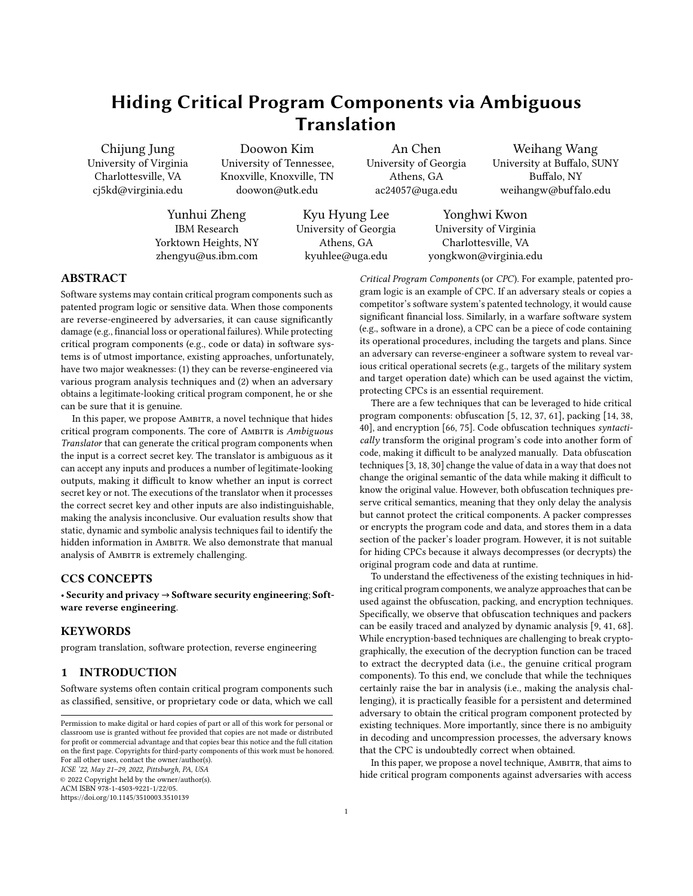# Hiding Critical Program Components via Ambiguous Translation

Chijung Jung
University of Virginia
Charlottesville, VA
cj5kd@virginia.edu

Doowon Kim
University of Tennessee, Knoxville, Knoxville, TN
doowon@utk.edu

An Chen
University of Georgia
Athens, GA
ac24057@uga.edu

Weihang Wang
University at Buffalo, SUNY
Buffalo, NY
weihangw@buffalo.edu

Yunhui Zheng
IBM Research
Yorktown Heights, NY
zhengyu@us.ibm.com

Kyu Hyung Lee
University of Georgia
Athens, GA
kyuhlee@uga.edu

Yonghwi Kwon
University of Virginia
Charlottesville, VA
yongkwon@virginia.edu

## ABSTRACT

Software systems may contain critical program components such as patented program logic or sensitive data. When those components are reverse-engineered by adversaries, it can cause significantly damage (e.g., financial loss or operational failures). While protecting critical program components (e.g., code or data) in software systems is of utmost importance, existing approaches, unfortunately, have two major weaknesses: (1) they can be reverse-engineered via various program analysis techniques and (2) when an adversary obtains a legitimate-looking critical program component, he or she can be sure that it is genuine.

In this paper, we propose Ambitr, a novel technique that hides critical program components. The core of Ambitr is *Ambiguous Translator* that can generate the critical program components when the input is a correct secret key. The translator is ambiguous as it can accept any inputs and produces a number of legitimate-looking outputs, making it difficult to know whether an input is correct secret key or not. The executions of the translator when it processes the correct secret key and other inputs are also indistinguishable, making the analysis inconclusive. Our evaluation results show that static, dynamic and symbolic analysis techniques fail to identify the hidden information in Ambitr. We also demonstrate that manual analysis of Ambitr is extremely challenging.

## CCS CONCEPTS

• **Security and privacy → Software security engineering**; **Software reverse engineering**.

## KEYWORDS

program translation, software protection, reverse engineering

## 1 INTRODUCTION

Software systems often contain critical program components such as classified, sensitive, or proprietary code or data, which we call *Critical Program Components* (or *CPC*). For example, patented program logic is an example of CPC. If an adversary steals or copies a competitor's software system's patented technology, it would cause significant financial loss. Similarly, in a warfare software system (e.g., software in a drone), a CPC can be a piece of code containing its operational procedures, including the targets and plans. Since an adversary can reverse-engineer a software system to reveal various critical operational secrets (e.g., targets of the military system and target operation date) which can be used against the victim, protecting CPCs is an essential requirement.

There are a few techniques that can be leveraged to hide critical program components: obfuscation [5, 12, 37, 61], packing [14, 38, 40], and encryption [66, 75]. Code obfuscation techniques *syntactically* transform the original program's code into another form of code, making it difficult to be analyzed manually. Data obfuscation techniques [3, 18, 30] change the value of data in a way that does not change the original semantic of the data while making it difficult to know the original value. However, both obfuscation techniques preserve critical semantics, meaning that they only delay the analysis but cannot protect the critical components. A packer compresses or encrypts the program code and data, and stores them in a data section of the packer's loader program. However, it is not suitable for hiding CPCs because it always decompresses (or decrypts) the original program code and data at runtime.

To understand the effectiveness of the existing techniques in hiding critical program components, we analyze approaches that can be used against the obfuscation, packing, and encryption techniques. Specifically, we observe that obfuscation techniques and packers can be easily traced and analyzed by dynamic analysis [9, 41, 68]. While encryption-based techniques are challenging to break cryptographically, the execution of the decryption function can be traced to extract the decrypted data (i.e., the genuine critical program components). To this end, we conclude that while the techniques certainly raise the bar in analysis (i.e., making the analysis challenging), it is practically feasible for a persistent and determined adversary to obtain the critical program component protected by existing techniques. More importantly, since there is no ambiguity in decoding and uncompression processes, the adversary knows that the CPC is undoubtedly correct when obtained.

In this paper, we propose a novel technique, Ambitr, that aims to hide critical program components against adversaries with access

Permission to make digital or hard copies of part or all of this work for personal or classroom use is granted without fee provided that copies are not made or distributed for profit or commercial advantage and that copies bear this notice and the full citation on the first page. Copyrights for third-party components of this work must be honored. For all other uses, contact the owner/author(s).
*ICSE '22, May 21–29, 2022, Pittsburgh, PA, USA*
© 2022 Copyright held by the owner/author(s).
ACM ISBN 978-1-4503-9221-1/22/05.
https://doi.org/10.1145/3510003.3510139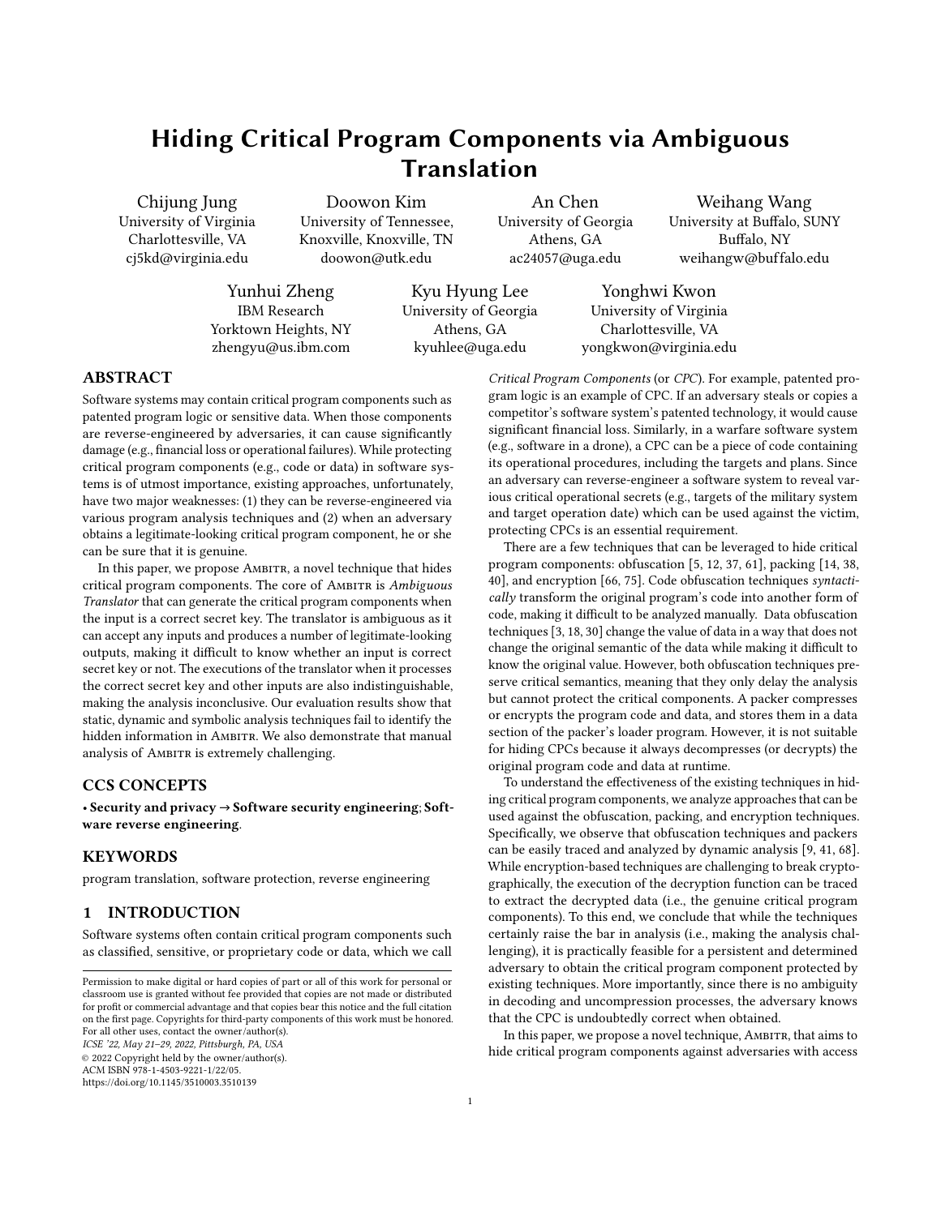# Hiding Critical Program Components via Ambiguous Translation

Chijung Jung
University of Virginia
Charlottesville, VA
cj5kd@virginia.edu

Doowon Kim
University of Tennessee,
Knoxville, Knoxville, TN
doowon@utk.edu

An Chen
University of Georgia
Athens, GA
ac24057@uga.edu

Weihang Wang
University at Buffalo, SUNY
Buffalo, NY
weihangw@buffalo.edu

Yunhui Zheng
IBM Research
Yorktown Heights, NY
zhengyu@us.ibm.com

Kyu Hyung Lee
University of Georgia
Athens, GA
kyuhlee@uga.edu

Yonghwi Kwon
University of Virginia
Charlottesville, VA
yongkwon@virginia.edu

## ABSTRACT

Software systems may contain critical program components such as patented program logic or sensitive data. When those components are reverse-engineered by adversaries, it can cause significantly damage (e.g., financial loss or operational failures). While protecting critical program components (e.g., code or data) in software systems is of utmost importance, existing approaches, unfortunately, have two major weaknesses: (1) they can be reverse-engineered via various program analysis techniques and (2) when an adversary obtains a legitimate-looking critical program component, he or she can be sure that it is genuine.

In this paper, we propose Ambitr, a novel technique that hides critical program components. The core of Ambitr is *Ambiguous Translator* that can generate the critical program components when the input is a correct secret key. The translator is ambiguous as it can accept any inputs and produces a number of legitimate-looking outputs, making it difficult to know whether an input is correct secret key or not. The executions of the translator when it processes the correct secret key and other inputs are also indistinguishable, making the analysis inconclusive. Our evaluation results show that static, dynamic and symbolic analysis techniques fail to identify the hidden information in Ambitr. We also demonstrate that manual analysis of Ambitr is extremely challenging.

## CCS CONCEPTS

• **Security and privacy** → **Software security engineering**; **Software reverse engineering**.

## KEYWORDS

program translation, software protection, reverse engineering

## 1 INTRODUCTION

Software systems often contain critical program components such as classified, sensitive, or proprietary code or data, which we call *Critical Program Components* (or *CPC*). For example, patented program logic is an example of CPC. If an adversary steals or copies a competitor's software system's patented technology, it would cause significant financial loss. Similarly, in a warfare software system (e.g., software in a drone), a CPC can be a piece of code containing its operational procedures, including the targets and plans. Since an adversary can reverse-engineer a software system to reveal various critical operational secrets (e.g., targets of the military system and target operation date) which can be used against the victim, protecting CPCs is an essential requirement.

There are a few techniques that can be leveraged to hide critical program components: obfuscation [5, 12, 37, 61], packing [14, 38, 40], and encryption [66, 75]. Code obfuscation techniques *syntactically* transform the original program's code into another form of code, making it difficult to be analyzed manually. Data obfuscation techniques [3, 18, 30] change the value of data in a way that does not change the original semantic of the data while making it difficult to know the original value. However, both obfuscation techniques preserve critical semantics, meaning that they only delay the analysis but cannot protect the critical components. A packer compresses or encrypts the program code and data, and stores them in a data section of the packer's loader program. However, it is not suitable for hiding CPCs because it always decompresses (or decrypts) the original program code and data at runtime.

To understand the effectiveness of the existing techniques in hiding critical program components, we analyze approaches that can be used against the obfuscation, packing, and encryption techniques. Specifically, we observe that obfuscation techniques and packers can be easily traced and analyzed by dynamic analysis [9, 41, 68]. While encryption-based techniques are challenging to break cryptographically, the execution of the decryption function can be traced to extract the decrypted data (i.e., the genuine critical program components). To this end, we conclude that while the techniques certainly raise the bar in analysis (i.e., making the analysis challenging), it is practically feasible for a persistent and determined adversary to obtain the critical program component protected by existing techniques. More importantly, since there is no ambiguity in decoding and uncompression processes, the adversary knows that the CPC is undoubtedly correct when obtained.

In this paper, we propose a novel technique, Ambitr, that aims to hide critical program components against adversaries with access

Permission to make digital or hard copies of part or all of this work for personal or classroom use is granted without fee provided that copies are not made or distributed for profit or commercial advantage and that copies bear this notice and the full citation on the first page. Copyrights for third-party components of this work must be honored. For all other uses, contact the owner/author(s).
*ICSE '22, May 21–29, 2022, Pittsburgh, PA, USA*
© 2022 Copyright held by the owner/author(s).
ACM ISBN 978-1-4503-9221-1/22/05.
https://doi.org/10.1145/3510003.3510139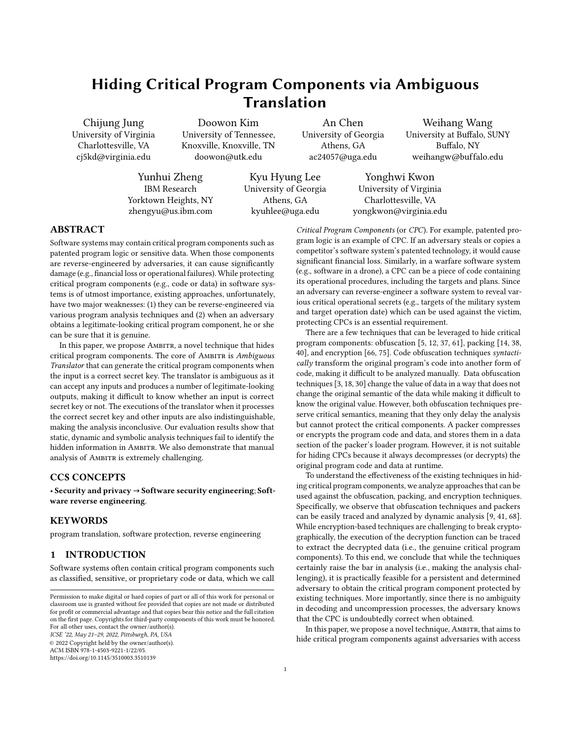# Hiding Critical Program Components via Ambiguous Translation

Chijung Jung
University of Virginia
Charlottesville, VA
cj5kd@virginia.edu

Doowon Kim
University of Tennessee,
Knoxville, Knoxville, TN
doowon@utk.edu

An Chen
University of Georgia
Athens, GA
ac24057@uga.edu

Weihang Wang
University at Buffalo, SUNY
Buffalo, NY
weihangw@buffalo.edu

Yunhui Zheng
IBM Research
Yorktown Heights, NY
zhengyu@us.ibm.com

Kyu Hyung Lee
University of Georgia
Athens, GA
kyuhlee@uga.edu

Yonghwi Kwon
University of Virginia
Charlottesville, VA
yongkwon@virginia.edu

## ABSTRACT

Software systems may contain critical program components such as patented program logic or sensitive data. When those components are reverse-engineered by adversaries, it can cause significantly damage (e.g., financial loss or operational failures). While protecting critical program components (e.g., code or data) in software systems is of utmost importance, existing approaches, unfortunately, have two major weaknesses: (1) they can be reverse-engineered via various program analysis techniques and (2) when an adversary obtains a legitimate-looking critical program component, he or she can be sure that it is genuine.

In this paper, we propose Ambitr, a novel technique that hides critical program components. The core of Ambitr is *Ambiguous Translator* that can generate the critical program components when the input is a correct secret key. The translator is ambiguous as it can accept any inputs and produces a number of legitimate-looking outputs, making it difficult to know whether an input is correct secret key or not. The executions of the translator when it processes the correct secret key and other inputs are also indistinguishable, making the analysis inconclusive. Our evaluation results show that static, dynamic and symbolic analysis techniques fail to identify the hidden information in Ambitr. We also demonstrate that manual analysis of Ambitr is extremely challenging.

## CCS CONCEPTS

• **Security and privacy → Software security engineering**; **Software reverse engineering**.

## KEYWORDS

program translation, software protection, reverse engineering

## 1 INTRODUCTION

Software systems often contain critical program components such as classified, sensitive, or proprietary code or data, which we call *Critical Program Components* (or *CPC*). For example, patented program logic is an example of CPC. If an adversary steals or copies a competitor's software system's patented technology, it would cause significant financial loss. Similarly, in a warfare software system (e.g., software in a drone), a CPC can be a piece of code containing its operational procedures, including the targets and plans. Since an adversary can reverse-engineer a software system to reveal various critical operational secrets (e.g., targets of the military system and target operation date) which can be used against the victim, protecting CPCs is an essential requirement.

There are a few techniques that can be leveraged to hide critical program components: obfuscation [5, 12, 37, 61], packing [14, 38, 40], and encryption [66, 75]. Code obfuscation techniques *syntactically* transform the original program's code into another form of code, making it difficult to be analyzed manually. Data obfuscation techniques [3, 18, 30] change the value of data in a way that does not change the original semantic of the data while making it difficult to know the original value. However, both obfuscation techniques preserve critical semantics, meaning that they only delay the analysis but cannot protect the critical components. A packer compresses or encrypts the program code and data, and stores them in a data section of the packer's loader program. However, it is not suitable for hiding CPCs because it always decompresses (or decrypts) the original program code and data at runtime.

To understand the effectiveness of the existing techniques in hiding critical program components, we analyze approaches that can be used against the obfuscation, packing, and encryption techniques. Specifically, we observe that obfuscation techniques and packers can be easily traced and analyzed by dynamic analysis [9, 41, 68]. While encryption-based techniques are challenging to break cryptographically, the execution of the decryption function can be traced to extract the decrypted data (i.e., the genuine critical program components). To this end, we conclude that while the techniques certainly raise the bar in analysis (i.e., making the analysis challenging), it is practically feasible for a persistent and determined adversary to obtain the critical program component protected by existing techniques. More importantly, since there is no ambiguity in decoding and uncompression processes, the adversary knows that the CPC is undoubtedly correct when obtained.

In this paper, we propose a novel technique, Ambitr, that aims to hide critical program components against adversaries with access

Permission to make digital or hard copies of part or all of this work for personal or classroom use is granted without fee provided that copies are not made or distributed for profit or commercial advantage and that copies bear this notice and the full citation on the first page. Copyrights for third-party components of this work must be honored. For all other uses, contact the owner/author(s).
*ICSE '22, May 21–29, 2022, Pittsburgh, PA, USA*
© 2022 Copyright held by the owner/author(s).
ACM ISBN 978-1-4503-9221-1/22/05.
https://doi.org/10.1145/3510003.3510139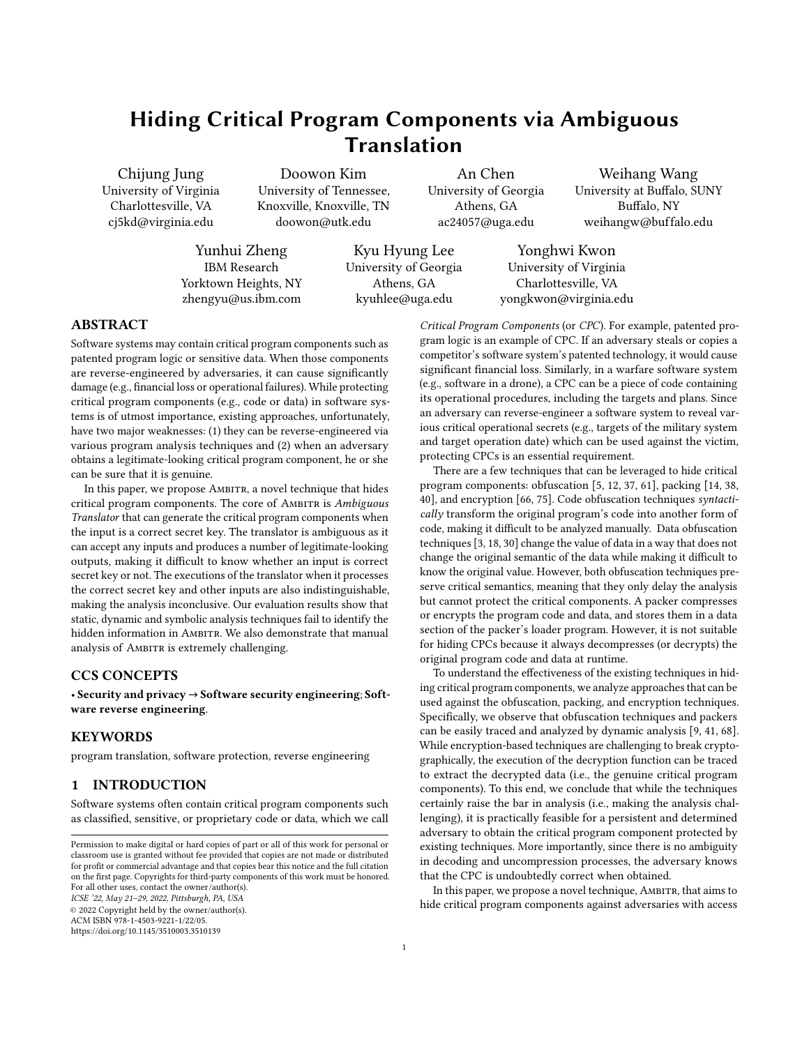# Hiding Critical Program Components via Ambiguous Translation

Chijung Jung
University of Virginia
Charlottesville, VA
cj5kd@virginia.edu

Doowon Kim
University of Tennessee, Knoxville, Knoxville, TN
doowon@utk.edu

An Chen
University of Georgia
Athens, GA
ac24057@uga.edu

Weihang Wang
University at Buffalo, SUNY
Buffalo, NY
weihangw@buffalo.edu

Yunhui Zheng
IBM Research
Yorktown Heights, NY
zhengyu@us.ibm.com

Kyu Hyung Lee
University of Georgia
Athens, GA
kyuhlee@uga.edu

Yonghwi Kwon
University of Virginia
Charlottesville, VA
yongkwon@virginia.edu

## ABSTRACT

Software systems may contain critical program components such as patented program logic or sensitive data. When those components are reverse-engineered by adversaries, it can cause significantly damage (e.g., financial loss or operational failures). While protecting critical program components (e.g., code or data) in software systems is of utmost importance, existing approaches, unfortunately, have two major weaknesses: (1) they can be reverse-engineered via various program analysis techniques and (2) when an adversary obtains a legitimate-looking critical program component, he or she can be sure that it is genuine.

In this paper, we propose Ambitr, a novel technique that hides critical program components. The core of Ambitr is *Ambiguous Translator* that can generate the critical program components when the input is a correct secret key. The translator is ambiguous as it can accept any inputs and produces a number of legitimate-looking outputs, making it difficult to know whether an input is correct secret key or not. The executions of the translator when it processes the correct secret key and other inputs are also indistinguishable, making the analysis inconclusive. Our evaluation results show that static, dynamic and symbolic analysis techniques fail to identify the hidden information in Ambitr. We also demonstrate that manual analysis of Ambitr is extremely challenging.

## CCS CONCEPTS

• **Security and privacy** → **Software security engineering**; **Software reverse engineering**.

## KEYWORDS

program translation, software protection, reverse engineering

## 1 INTRODUCTION

Software systems often contain critical program components such as classified, sensitive, or proprietary code or data, which we call *Critical Program Components* (or *CPC*). For example, patented program logic is an example of CPC. If an adversary steals or copies a competitor's software system's patented technology, it would cause significant financial loss. Similarly, in a warfare software system (e.g., software in a drone), a CPC can be a piece of code containing its operational procedures, including the targets and plans. Since an adversary can reverse-engineer a software system to reveal various critical operational secrets (e.g., targets of the military system and target operation date) which can be used against the victim, protecting CPCs is an essential requirement.

There are a few techniques that can be leveraged to hide critical program components: obfuscation [5, 12, 37, 61], packing [14, 38, 40], and encryption [66, 75]. Code obfuscation techniques *syntactically* transform the original program's code into another form of code, making it difficult to be analyzed manually. Data obfuscation techniques [3, 18, 30] change the value of data in a way that does not change the original semantic of the data while making it difficult to know the original value. However, both obfuscation techniques preserve critical semantics, meaning that they only delay the analysis but cannot protect the critical components. A packer compresses or encrypts the program code and data, and stores them in a data section of the packer's loader program. However, it is not suitable for hiding CPCs because it always decompresses (or decrypts) the original program code and data at runtime.

To understand the effectiveness of the existing techniques in hiding critical program components, we analyze approaches that can be used against the obfuscation, packing, and encryption techniques. Specifically, we observe that obfuscation techniques and packers can be easily traced and analyzed by dynamic analysis [9, 41, 68]. While encryption-based techniques are challenging to break cryptographically, the execution of the decryption function can be traced to extract the decrypted data (i.e., the genuine critical program components). To this end, we conclude that while the techniques certainly raise the bar in analysis (i.e., making the analysis challenging), it is practically feasible for a persistent and determined adversary to obtain the critical program component protected by existing techniques. More importantly, since there is no ambiguity in decoding and uncompression processes, the adversary knows that the CPC is undoubtedly correct when obtained.

In this paper, we propose a novel technique, Ambitr, that aims to hide critical program components against adversaries with access

Permission to make digital or hard copies of part or all of this work for personal or classroom use is granted without fee provided that copies are not made or distributed for profit or commercial advantage and that copies bear this notice and the full citation on the first page. Copyrights for third-party components of this work must be honored. For all other uses, contact the owner/author(s).
*ICSE '22, May 21–29, 2022, Pittsburgh, PA, USA*
© 2022 Copyright held by the owner/author(s).
ACM ISBN 978-1-4503-9221-1/22/05.
https://doi.org/10.1145/3510003.3510139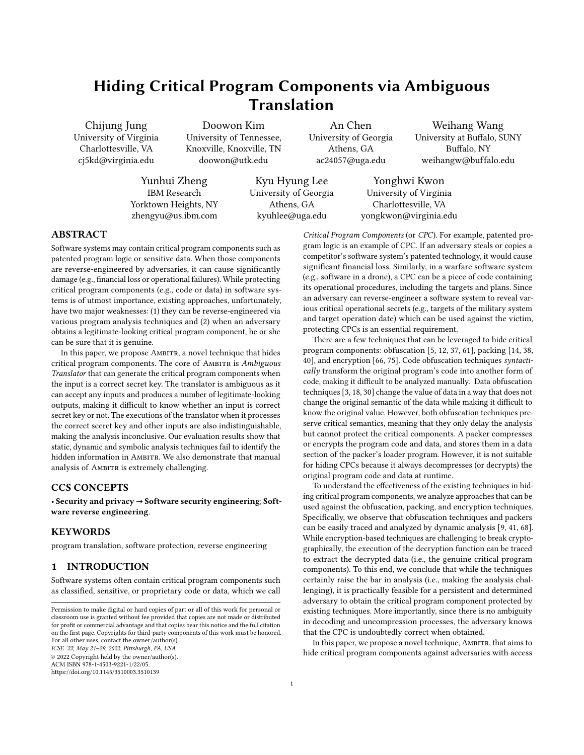# Hiding Critical Program Components via Ambiguous Translation

Chijung Jung
University of Virginia
Charlottesville, VA
cj5kd@virginia.edu

Doowon Kim
University of Tennessee, Knoxville, Knoxville, TN
doowon@utk.edu

An Chen
University of Georgia
Athens, GA
ac24057@uga.edu

Weihang Wang
University at Buffalo, SUNY
Buffalo, NY
weihangw@buffalo.edu

Yunhui Zheng
IBM Research
Yorktown Heights, NY
zhengyu@us.ibm.com

Kyu Hyung Lee
University of Georgia
Athens, GA
kyuhlee@uga.edu

Yonghwi Kwon
University of Virginia
Charlottesville, VA
yongkwon@virginia.edu

## ABSTRACT

Software systems may contain critical program components such as patented program logic or sensitive data. When those components are reverse-engineered by adversaries, it can cause significantly damage (e.g., financial loss or operational failures). While protecting critical program components (e.g., code or data) in software systems is of utmost importance, existing approaches, unfortunately, have two major weaknesses: (1) they can be reverse-engineered via various program analysis techniques and (2) when an adversary obtains a legitimate-looking critical program component, he or she can be sure that it is genuine.

In this paper, we propose Ambitr, a novel technique that hides critical program components. The core of Ambitr is *Ambiguous Translator* that can generate the critical program components when the input is a correct secret key. The translator is ambiguous as it can accept any inputs and produces a number of legitimate-looking outputs, making it difficult to know whether an input is correct secret key or not. The executions of the translator when it processes the correct secret key and other inputs are also indistinguishable, making the analysis inconclusive. Our evaluation results show that static, dynamic and symbolic analysis techniques fail to identify the hidden information in Ambitr. We also demonstrate that manual analysis of Ambitr is extremely challenging.

## CCS CONCEPTS

• **Security and privacy → Software security engineering**; **Software reverse engineering**.

## KEYWORDS

program translation, software protection, reverse engineering

## 1 INTRODUCTION

Software systems often contain critical program components such as classified, sensitive, or proprietary code or data, which we call *Critical Program Components* (or *CPC*). For example, patented program logic is an example of CPC. If an adversary steals or copies a competitor's software system's patented technology, it would cause significant financial loss. Similarly, in a warfare software system (e.g., software in a drone), a CPC can be a piece of code containing its operational procedures, including the targets and plans. Since an adversary can reverse-engineer a software system to reveal various critical operational secrets (e.g., targets of the military system and target operation date) which can be used against the victim, protecting CPCs is an essential requirement.

There are a few techniques that can be leveraged to hide critical program components: obfuscation [5, 12, 37, 61], packing [14, 38, 40], and encryption [66, 75]. Code obfuscation techniques *syntactically* transform the original program's code into another form of code, making it difficult to be analyzed manually. Data obfuscation techniques [3, 18, 30] change the value of data in a way that does not change the original semantic of the data while making it difficult to know the original value. However, both obfuscation techniques preserve critical semantics, meaning that they only delay the analysis but cannot protect the critical components. A packer compresses or encrypts the program code and data, and stores them in a data section of the packer's loader program. However, it is not suitable for hiding CPCs because it always decompresses (or decrypts) the original program code and data at runtime.

To understand the effectiveness of the existing techniques in hiding critical program components, we analyze approaches that can be used against the obfuscation, packing, and encryption techniques. Specifically, we observe that obfuscation techniques and packers can be easily traced and analyzed by dynamic analysis [9, 41, 68]. While encryption-based techniques are challenging to break cryptographically, the execution of the decryption function can be traced to extract the decrypted data (i.e., the genuine critical program components). To this end, we conclude that while the techniques certainly raise the bar in analysis (i.e., making the analysis challenging), it is practically feasible for a persistent and determined adversary to obtain the critical program component protected by existing techniques. More importantly, since there is no ambiguity in decoding and uncompression processes, the adversary knows that the CPC is undoubtedly correct when obtained.

In this paper, we propose a novel technique, Ambitr, that aims to hide critical program components against adversaries with access

Permission to make digital or hard copies of part or all of this work for personal or classroom use is granted without fee provided that copies are not made or distributed for profit or commercial advantage and that copies bear this notice and the full citation on the first page. Copyrights for third-party components of this work must be honored. For all other uses, contact the owner/author(s).
*ICSE '22, May 21–29, 2022, Pittsburgh, PA, USA*
© 2022 Copyright held by the owner/author(s).
ACM ISBN 978-1-4503-9221-1/22/05.
https://doi.org/10.1145/3510003.3510139